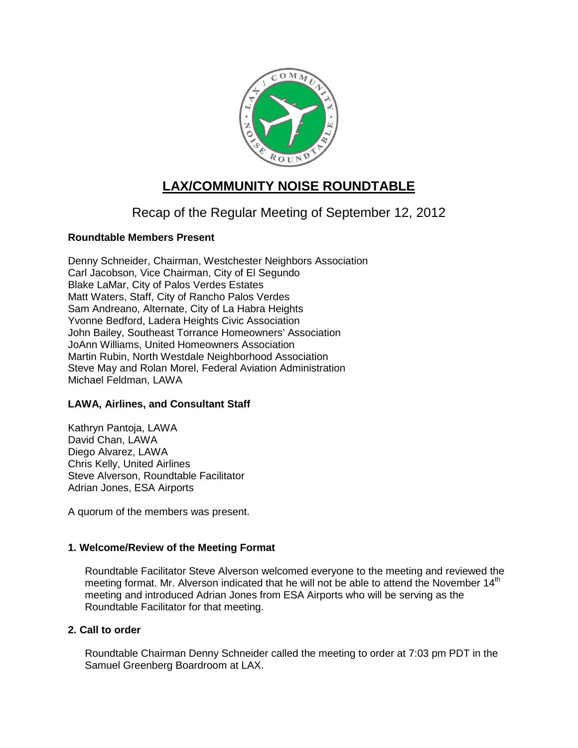# LAX/COMMUNITY NOISE ROUNDTABLE

## Recap of the Regular Meeting of September 12, 2012

**Roundtable Members Present**

Denny Schneider, Chairman, Westchester Neighbors Association
Carl Jacobson, Vice Chairman, City of El Segundo
Blake LaMar, City of Palos Verdes Estates
Matt Waters, Staff, City of Rancho Palos Verdes
Sam Andreano, Alternate, City of La Habra Heights
Yvonne Bedford, Ladera Heights Civic Association
John Bailey, Southeast Torrance Homeowners' Association
JoAnn Williams, United Homeowners Association
Martin Rubin, North Westdale Neighborhood Association
Steve May and Rolan Morel, Federal Aviation Administration
Michael Feldman, LAWA

**LAWA, Airlines, and Consultant Staff**

Kathryn Pantoja, LAWA
David Chan, LAWA
Diego Alvarez, LAWA
Chris Kelly, United Airlines
Steve Alverson, Roundtable Facilitator
Adrian Jones, ESA Airports

A quorum of the members was present.

**1. Welcome/Review of the Meeting Format**

Roundtable Facilitator Steve Alverson welcomed everyone to the meeting and reviewed the meeting format. Mr. Alverson indicated that he will not be able to attend the November 14th meeting and introduced Adrian Jones from ESA Airports who will be serving as the Roundtable Facilitator for that meeting.

**2. Call to order**

Roundtable Chairman Denny Schneider called the meeting to order at 7:03 pm PDT in the Samuel Greenberg Boardroom at LAX.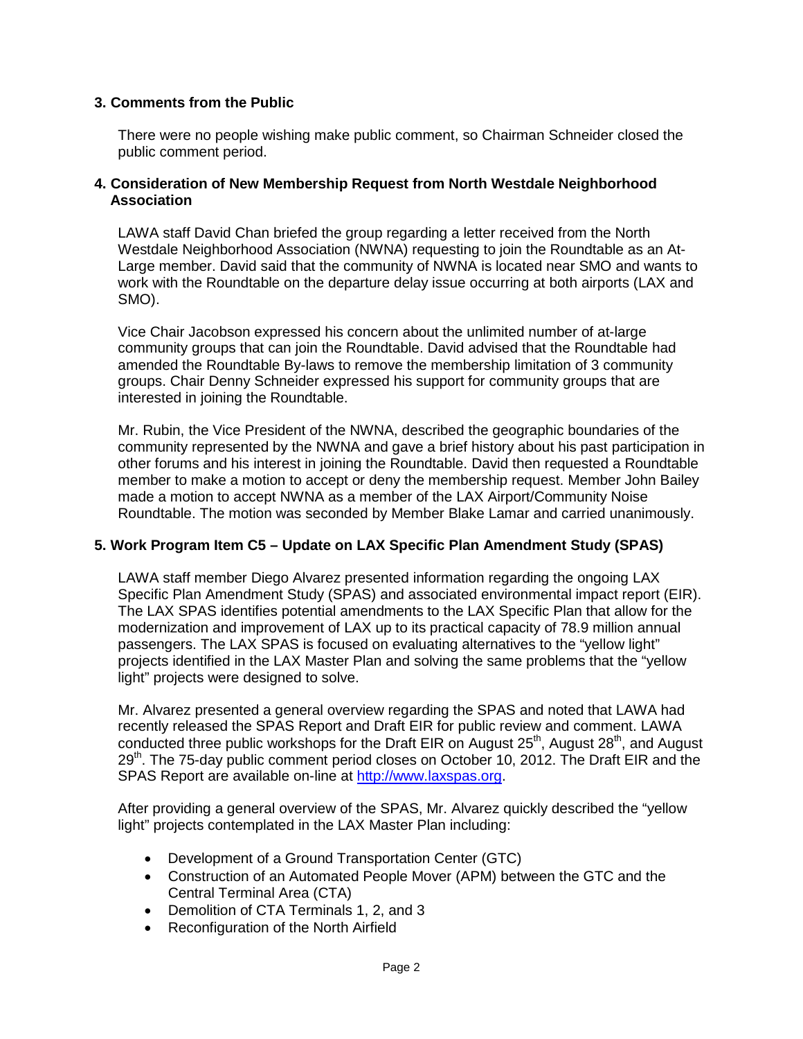## 3. Comments from the Public

There were no people wishing make public comment, so Chairman Schneider closed the public comment period.

## 4. Consideration of New Membership Request from North Westdale Neighborhood Association

LAWA staff David Chan briefed the group regarding a letter received from the North Westdale Neighborhood Association (NWNA) requesting to join the Roundtable as an At-Large member. David said that the community of NWNA is located near SMO and wants to work with the Roundtable on the departure delay issue occurring at both airports (LAX and SMO).

Vice Chair Jacobson expressed his concern about the unlimited number of at-large community groups that can join the Roundtable. David advised that the Roundtable had amended the Roundtable By-laws to remove the membership limitation of 3 community groups. Chair Denny Schneider expressed his support for community groups that are interested in joining the Roundtable.

Mr. Rubin, the Vice President of the NWNA, described the geographic boundaries of the community represented by the NWNA and gave a brief history about his past participation in other forums and his interest in joining the Roundtable. David then requested a Roundtable member to make a motion to accept or deny the membership request. Member John Bailey made a motion to accept NWNA as a member of the LAX Airport/Community Noise Roundtable. The motion was seconded by Member Blake Lamar and carried unanimously.

## 5. Work Program Item C5 – Update on LAX Specific Plan Amendment Study (SPAS)

LAWA staff member Diego Alvarez presented information regarding the ongoing LAX Specific Plan Amendment Study (SPAS) and associated environmental impact report (EIR). The LAX SPAS identifies potential amendments to the LAX Specific Plan that allow for the modernization and improvement of LAX up to its practical capacity of 78.9 million annual passengers. The LAX SPAS is focused on evaluating alternatives to the "yellow light" projects identified in the LAX Master Plan and solving the same problems that the "yellow light" projects were designed to solve.

Mr. Alvarez presented a general overview regarding the SPAS and noted that LAWA had recently released the SPAS Report and Draft EIR for public review and comment. LAWA conducted three public workshops for the Draft EIR on August 25th, August 28th, and August 29th. The 75-day public comment period closes on October 10, 2012. The Draft EIR and the SPAS Report are available on-line at http://www.laxspas.org.

After providing a general overview of the SPAS, Mr. Alvarez quickly described the "yellow light" projects contemplated in the LAX Master Plan including:

- Development of a Ground Transportation Center (GTC)
- Construction of an Automated People Mover (APM) between the GTC and the Central Terminal Area (CTA)
- Demolition of CTA Terminals 1, 2, and 3
- Reconfiguration of the North Airfield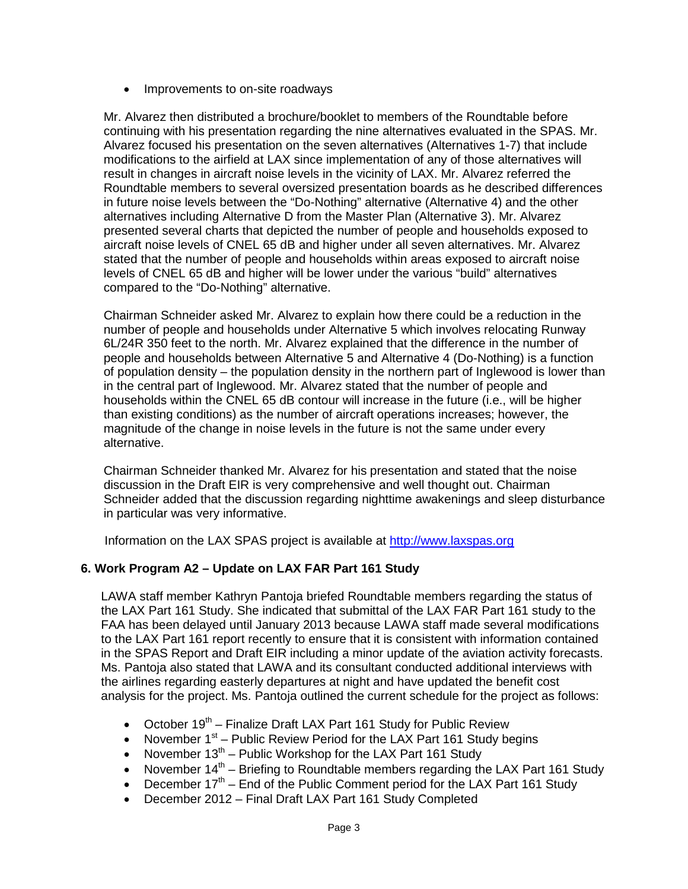- Improvements to on-site roadways

Mr. Alvarez then distributed a brochure/booklet to members of the Roundtable before continuing with his presentation regarding the nine alternatives evaluated in the SPAS. Mr. Alvarez focused his presentation on the seven alternatives (Alternatives 1-7) that include modifications to the airfield at LAX since implementation of any of those alternatives will result in changes in aircraft noise levels in the vicinity of LAX. Mr. Alvarez referred the Roundtable members to several oversized presentation boards as he described differences in future noise levels between the "Do-Nothing" alternative (Alternative 4) and the other alternatives including Alternative D from the Master Plan (Alternative 3). Mr. Alvarez presented several charts that depicted the number of people and households exposed to aircraft noise levels of CNEL 65 dB and higher under all seven alternatives. Mr. Alvarez stated that the number of people and households within areas exposed to aircraft noise levels of CNEL 65 dB and higher will be lower under the various "build" alternatives compared to the "Do-Nothing" alternative.

Chairman Schneider asked Mr. Alvarez to explain how there could be a reduction in the number of people and households under Alternative 5 which involves relocating Runway 6L/24R 350 feet to the north. Mr. Alvarez explained that the difference in the number of people and households between Alternative 5 and Alternative 4 (Do-Nothing) is a function of population density – the population density in the northern part of Inglewood is lower than in the central part of Inglewood. Mr. Alvarez stated that the number of people and households within the CNEL 65 dB contour will increase in the future (i.e., will be higher than existing conditions) as the number of aircraft operations increases; however, the magnitude of the change in noise levels in the future is not the same under every alternative.

Chairman Schneider thanked Mr. Alvarez for his presentation and stated that the noise discussion in the Draft EIR is very comprehensive and well thought out. Chairman Schneider added that the discussion regarding nighttime awakenings and sleep disturbance in particular was very informative.

Information on the LAX SPAS project is available at [http://www.laxspas.org](http://www.laxspas.org)

### 6. Work Program A2 – Update on LAX FAR Part 161 Study

LAWA staff member Kathryn Pantoja briefed Roundtable members regarding the status of the LAX Part 161 Study. She indicated that submittal of the LAX FAR Part 161 study to the FAA has been delayed until January 2013 because LAWA staff made several modifications to the LAX Part 161 report recently to ensure that it is consistent with information contained in the SPAS Report and Draft EIR including a minor update of the aviation activity forecasts. Ms. Pantoja also stated that LAWA and its consultant conducted additional interviews with the airlines regarding easterly departures at night and have updated the benefit cost analysis for the project. Ms. Pantoja outlined the current schedule for the project as follows:

- October 19th – Finalize Draft LAX Part 161 Study for Public Review
- November 1st – Public Review Period for the LAX Part 161 Study begins
- November 13th – Public Workshop for the LAX Part 161 Study
- November 14th – Briefing to Roundtable members regarding the LAX Part 161 Study
- December 17th – End of the Public Comment period for the LAX Part 161 Study
- December 2012 – Final Draft LAX Part 161 Study Completed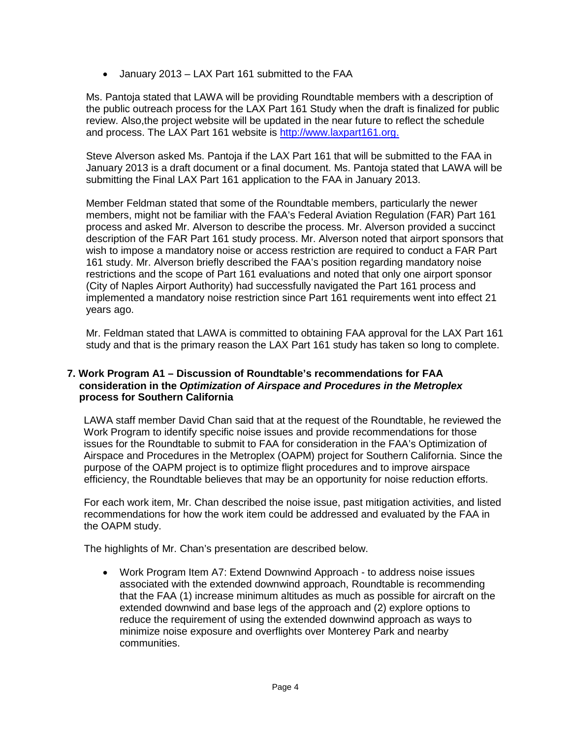- January 2013 – LAX Part 161 submitted to the FAA

Ms. Pantoja stated that LAWA will be providing Roundtable members with a description of the public outreach process for the LAX Part 161 Study when the draft is finalized for public review. Also,the project website will be updated in the near future to reflect the schedule and process. The LAX Part 161 website is [http://www.laxpart161.org.](http://www.laxpart161.org)

Steve Alverson asked Ms. Pantoja if the LAX Part 161 that will be submitted to the FAA in January 2013 is a draft document or a final document. Ms. Pantoja stated that LAWA will be submitting the Final LAX Part 161 application to the FAA in January 2013.

Member Feldman stated that some of the Roundtable members, particularly the newer members, might not be familiar with the FAA's Federal Aviation Regulation (FAR) Part 161 process and asked Mr. Alverson to describe the process. Mr. Alverson provided a succinct description of the FAR Part 161 study process. Mr. Alverson noted that airport sponsors that wish to impose a mandatory noise or access restriction are required to conduct a FAR Part 161 study. Mr. Alverson briefly described the FAA's position regarding mandatory noise restrictions and the scope of Part 161 evaluations and noted that only one airport sponsor (City of Naples Airport Authority) had successfully navigated the Part 161 process and implemented a mandatory noise restriction since Part 161 requirements went into effect 21 years ago.

Mr. Feldman stated that LAWA is committed to obtaining FAA approval for the LAX Part 161 study and that is the primary reason the LAX Part 161 study has taken so long to complete.

**7. Work Program A1 – Discussion of Roundtable's recommendations for FAA consideration in the *Optimization of Airspace and Procedures in the Metroplex* process for Southern California**

LAWA staff member David Chan said that at the request of the Roundtable, he reviewed the Work Program to identify specific noise issues and provide recommendations for those issues for the Roundtable to submit to FAA for consideration in the FAA's Optimization of Airspace and Procedures in the Metroplex (OAPM) project for Southern California. Since the purpose of the OAPM project is to optimize flight procedures and to improve airspace efficiency, the Roundtable believes that may be an opportunity for noise reduction efforts.

For each work item, Mr. Chan described the noise issue, past mitigation activities, and listed recommendations for how the work item could be addressed and evaluated by the FAA in the OAPM study.

The highlights of Mr. Chan's presentation are described below.

- Work Program Item A7: Extend Downwind Approach - to address noise issues associated with the extended downwind approach, Roundtable is recommending that the FAA (1) increase minimum altitudes as much as possible for aircraft on the extended downwind and base legs of the approach and (2) explore options to reduce the requirement of using the extended downwind approach as ways to minimize noise exposure and overflights over Monterey Park and nearby communities.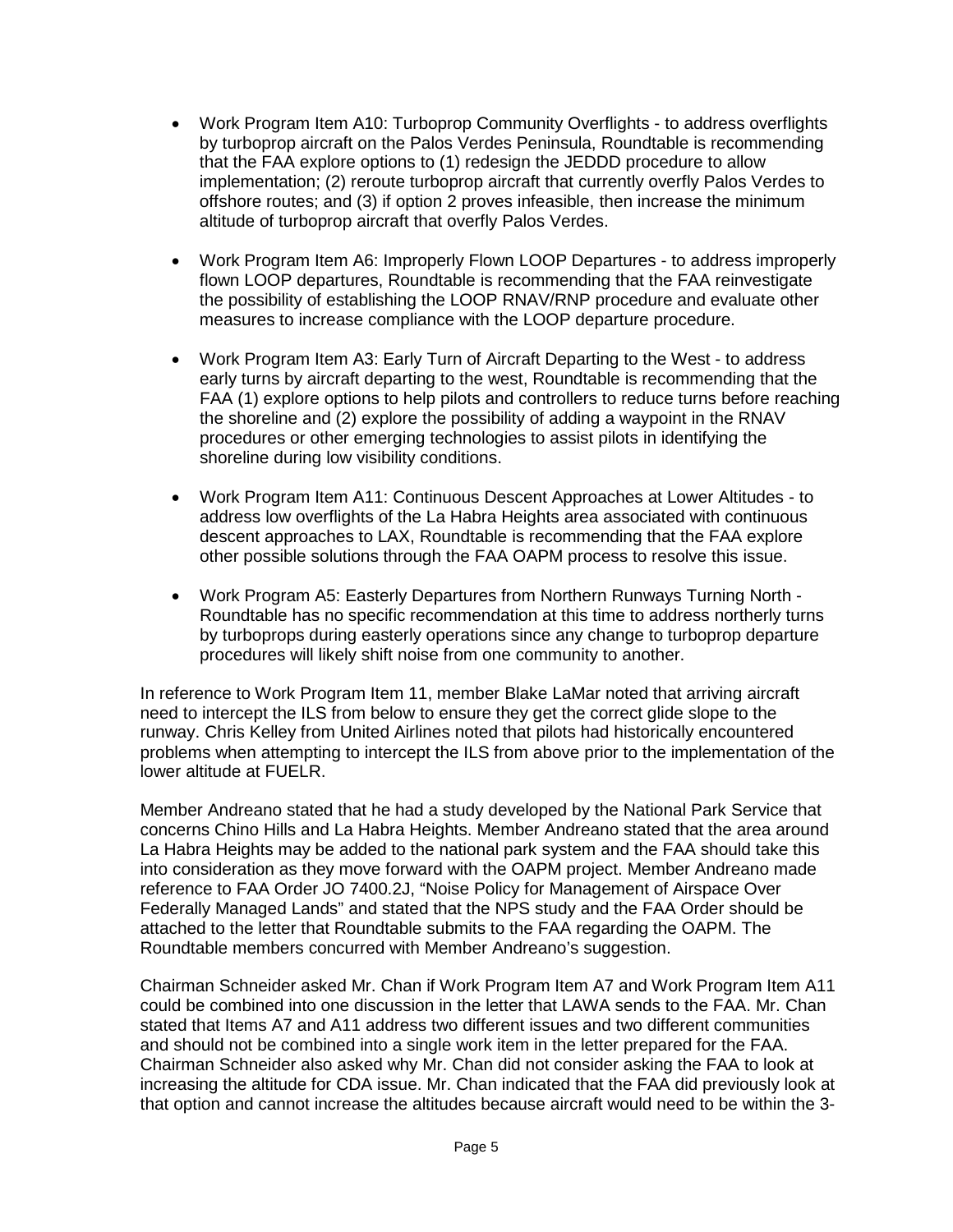- Work Program Item A10: Turboprop Community Overflights - to address overflights by turboprop aircraft on the Palos Verdes Peninsula, Roundtable is recommending that the FAA explore options to (1) redesign the JEDDD procedure to allow implementation; (2) reroute turboprop aircraft that currently overfly Palos Verdes to offshore routes; and (3) if option 2 proves infeasible, then increase the minimum altitude of turboprop aircraft that overfly Palos Verdes.

- Work Program Item A6: Improperly Flown LOOP Departures - to address improperly flown LOOP departures, Roundtable is recommending that the FAA reinvestigate the possibility of establishing the LOOP RNAV/RNP procedure and evaluate other measures to increase compliance with the LOOP departure procedure.

- Work Program Item A3: Early Turn of Aircraft Departing to the West - to address early turns by aircraft departing to the west, Roundtable is recommending that the FAA (1) explore options to help pilots and controllers to reduce turns before reaching the shoreline and (2) explore the possibility of adding a waypoint in the RNAV procedures or other emerging technologies to assist pilots in identifying the shoreline during low visibility conditions.

- Work Program Item A11: Continuous Descent Approaches at Lower Altitudes - to address low overflights of the La Habra Heights area associated with continuous descent approaches to LAX, Roundtable is recommending that the FAA explore other possible solutions through the FAA OAPM process to resolve this issue.

- Work Program A5: Easterly Departures from Northern Runways Turning North - Roundtable has no specific recommendation at this time to address northerly turns by turboprops during easterly operations since any change to turboprop departure procedures will likely shift noise from one community to another.

In reference to Work Program Item 11, member Blake LaMar noted that arriving aircraft need to intercept the ILS from below to ensure they get the correct glide slope to the runway. Chris Kelley from United Airlines noted that pilots had historically encountered problems when attempting to intercept the ILS from above prior to the implementation of the lower altitude at FUELR.

Member Andreano stated that he had a study developed by the National Park Service that concerns Chino Hills and La Habra Heights. Member Andreano stated that the area around La Habra Heights may be added to the national park system and the FAA should take this into consideration as they move forward with the OAPM project. Member Andreano made reference to FAA Order JO 7400.2J, "Noise Policy for Management of Airspace Over Federally Managed Lands" and stated that the NPS study and the FAA Order should be attached to the letter that Roundtable submits to the FAA regarding the OAPM. The Roundtable members concurred with Member Andreano's suggestion.

Chairman Schneider asked Mr. Chan if Work Program Item A7 and Work Program Item A11 could be combined into one discussion in the letter that LAWA sends to the FAA. Mr. Chan stated that Items A7 and A11 address two different issues and two different communities and should not be combined into a single work item in the letter prepared for the FAA. Chairman Schneider also asked why Mr. Chan did not consider asking the FAA to look at increasing the altitude for CDA issue. Mr. Chan indicated that the FAA did previously look at that option and cannot increase the altitudes because aircraft would need to be within the 3-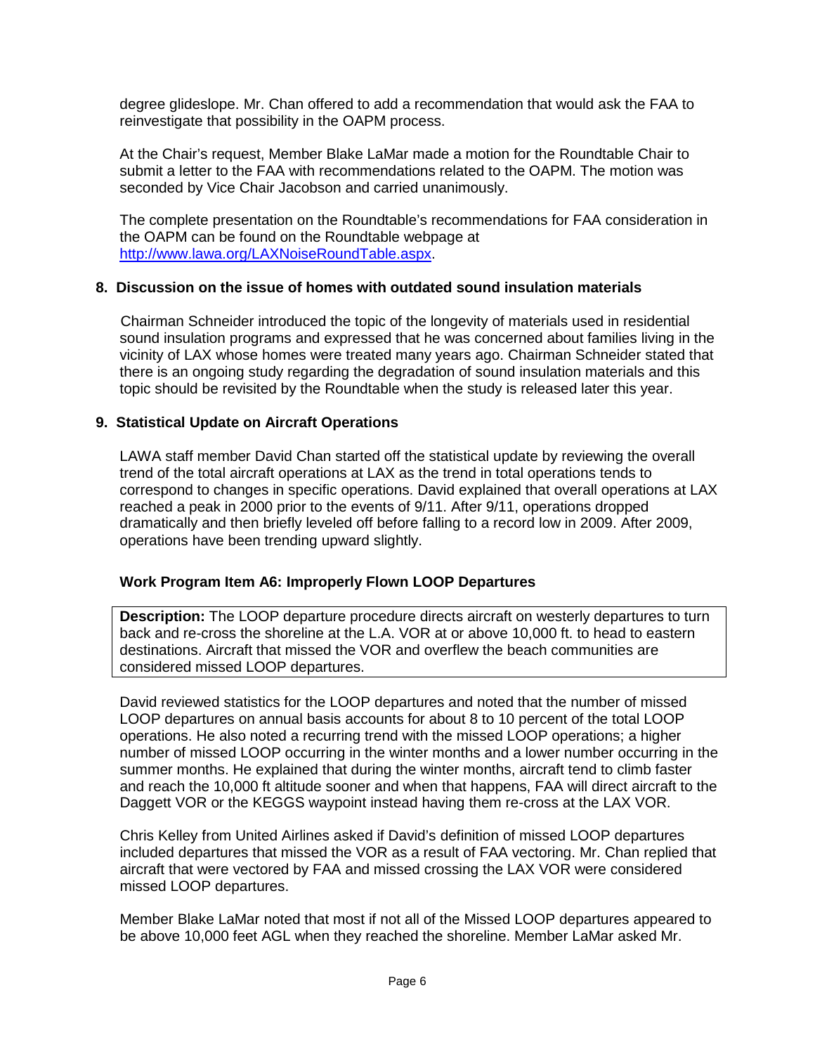degree glideslope. Mr. Chan offered to add a recommendation that would ask the FAA to reinvestigate that possibility in the OAPM process.

At the Chair's request, Member Blake LaMar made a motion for the Roundtable Chair to submit a letter to the FAA with recommendations related to the OAPM. The motion was seconded by Vice Chair Jacobson and carried unanimously.

The complete presentation on the Roundtable's recommendations for FAA consideration in the OAPM can be found on the Roundtable webpage at [http://www.lawa.org/LAXNoiseRoundTable.aspx](http://www.lawa.org/LAXNoiseRoundTable.aspx).

**8. Discussion on the issue of homes with outdated sound insulation materials**

Chairman Schneider introduced the topic of the longevity of materials used in residential sound insulation programs and expressed that he was concerned about families living in the vicinity of LAX whose homes were treated many years ago. Chairman Schneider stated that there is an ongoing study regarding the degradation of sound insulation materials and this topic should be revisited by the Roundtable when the study is released later this year.

**9. Statistical Update on Aircraft Operations**

LAWA staff member David Chan started off the statistical update by reviewing the overall trend of the total aircraft operations at LAX as the trend in total operations tends to correspond to changes in specific operations. David explained that overall operations at LAX reached a peak in 2000 prior to the events of 9/11. After 9/11, operations dropped dramatically and then briefly leveled off before falling to a record low in 2009. After 2009, operations have been trending upward slightly.

**Work Program Item A6: Improperly Flown LOOP Departures**

| **Description:** The LOOP departure procedure directs aircraft on westerly departures to turn back and re-cross the shoreline at the L.A. VOR at or above 10,000 ft. to head to eastern destinations. Aircraft that missed the VOR and overflew the beach communities are considered missed LOOP departures. |
|---|

David reviewed statistics for the LOOP departures and noted that the number of missed LOOP departures on annual basis accounts for about 8 to 10 percent of the total LOOP operations. He also noted a recurring trend with the missed LOOP operations; a higher number of missed LOOP occurring in the winter months and a lower number occurring in the summer months. He explained that during the winter months, aircraft tend to climb faster and reach the 10,000 ft altitude sooner and when that happens, FAA will direct aircraft to the Daggett VOR or the KEGGS waypoint instead having them re-cross at the LAX VOR.

Chris Kelley from United Airlines asked if David's definition of missed LOOP departures included departures that missed the VOR as a result of FAA vectoring. Mr. Chan replied that aircraft that were vectored by FAA and missed crossing the LAX VOR were considered missed LOOP departures.

Member Blake LaMar noted that most if not all of the Missed LOOP departures appeared to be above 10,000 feet AGL when they reached the shoreline. Member LaMar asked Mr.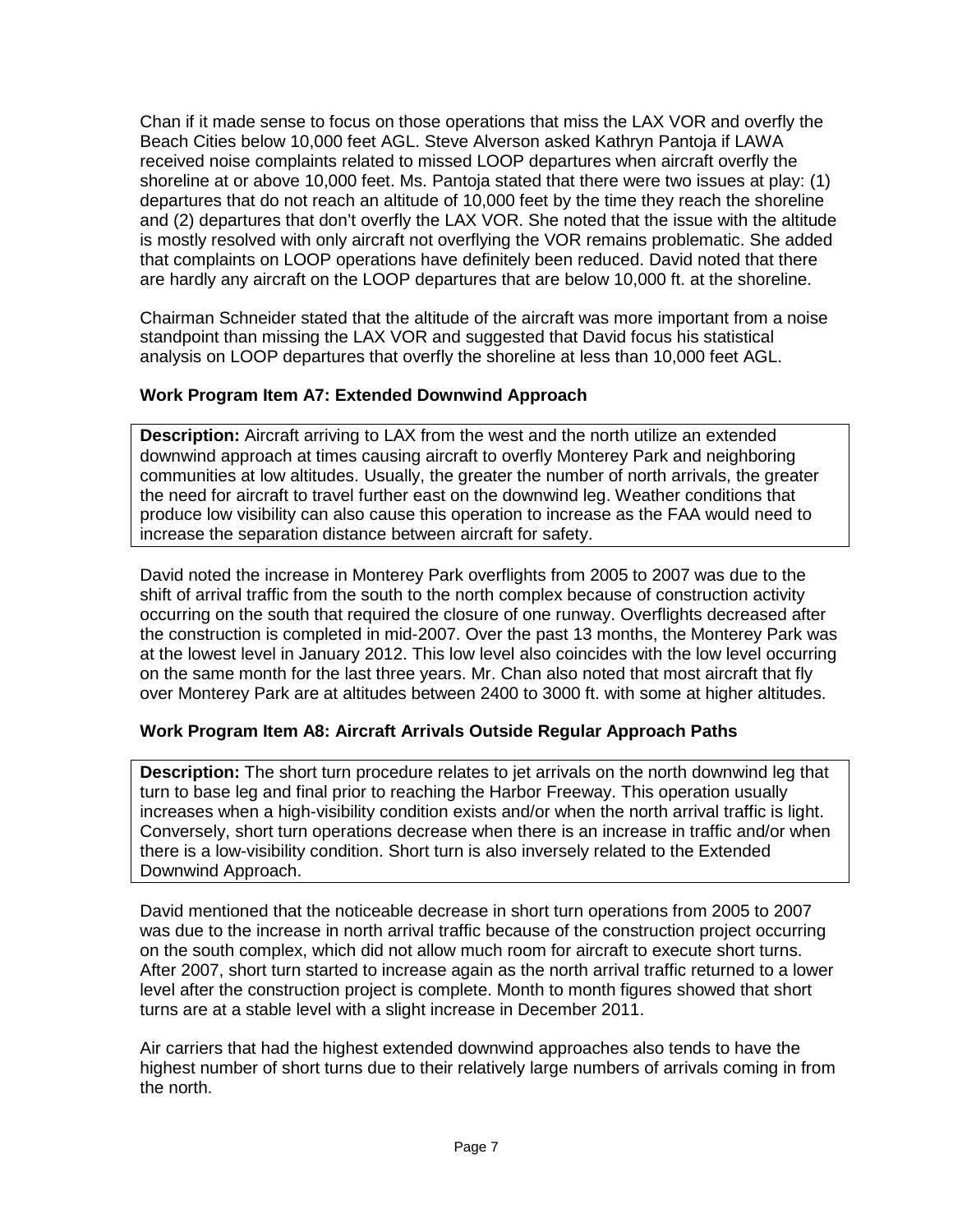Chan if it made sense to focus on those operations that miss the LAX VOR and overfly the Beach Cities below 10,000 feet AGL. Steve Alverson asked Kathryn Pantoja if LAWA received noise complaints related to missed LOOP departures when aircraft overfly the shoreline at or above 10,000 feet. Ms. Pantoja stated that there were two issues at play: (1) departures that do not reach an altitude of 10,000 feet by the time they reach the shoreline and (2) departures that don't overfly the LAX VOR. She noted that the issue with the altitude is mostly resolved with only aircraft not overflying the VOR remains problematic. She added that complaints on LOOP operations have definitely been reduced. David noted that there are hardly any aircraft on the LOOP departures that are below 10,000 ft. at the shoreline.

Chairman Schneider stated that the altitude of the aircraft was more important from a noise standpoint than missing the LAX VOR and suggested that David focus his statistical analysis on LOOP departures that overfly the shoreline at less than 10,000 feet AGL.

### Work Program Item A7: Extended Downwind Approach

**Description:** Aircraft arriving to LAX from the west and the north utilize an extended downwind approach at times causing aircraft to overfly Monterey Park and neighboring communities at low altitudes. Usually, the greater the number of north arrivals, the greater the need for aircraft to travel further east on the downwind leg. Weather conditions that produce low visibility can also cause this operation to increase as the FAA would need to increase the separation distance between aircraft for safety.

David noted the increase in Monterey Park overflights from 2005 to 2007 was due to the shift of arrival traffic from the south to the north complex because of construction activity occurring on the south that required the closure of one runway. Overflights decreased after the construction is completed in mid-2007. Over the past 13 months, the Monterey Park was at the lowest level in January 2012. This low level also coincides with the low level occurring on the same month for the last three years. Mr. Chan also noted that most aircraft that fly over Monterey Park are at altitudes between 2400 to 3000 ft. with some at higher altitudes.

### Work Program Item A8: Aircraft Arrivals Outside Regular Approach Paths

**Description:** The short turn procedure relates to jet arrivals on the north downwind leg that turn to base leg and final prior to reaching the Harbor Freeway. This operation usually increases when a high-visibility condition exists and/or when the north arrival traffic is light. Conversely, short turn operations decrease when there is an increase in traffic and/or when there is a low-visibility condition. Short turn is also inversely related to the Extended Downwind Approach.

David mentioned that the noticeable decrease in short turn operations from 2005 to 2007 was due to the increase in north arrival traffic because of the construction project occurring on the south complex, which did not allow much room for aircraft to execute short turns. After 2007, short turn started to increase again as the north arrival traffic returned to a lower level after the construction project is complete. Month to month figures showed that short turns are at a stable level with a slight increase in December 2011.

Air carriers that had the highest extended downwind approaches also tends to have the highest number of short turns due to their relatively large numbers of arrivals coming in from the north.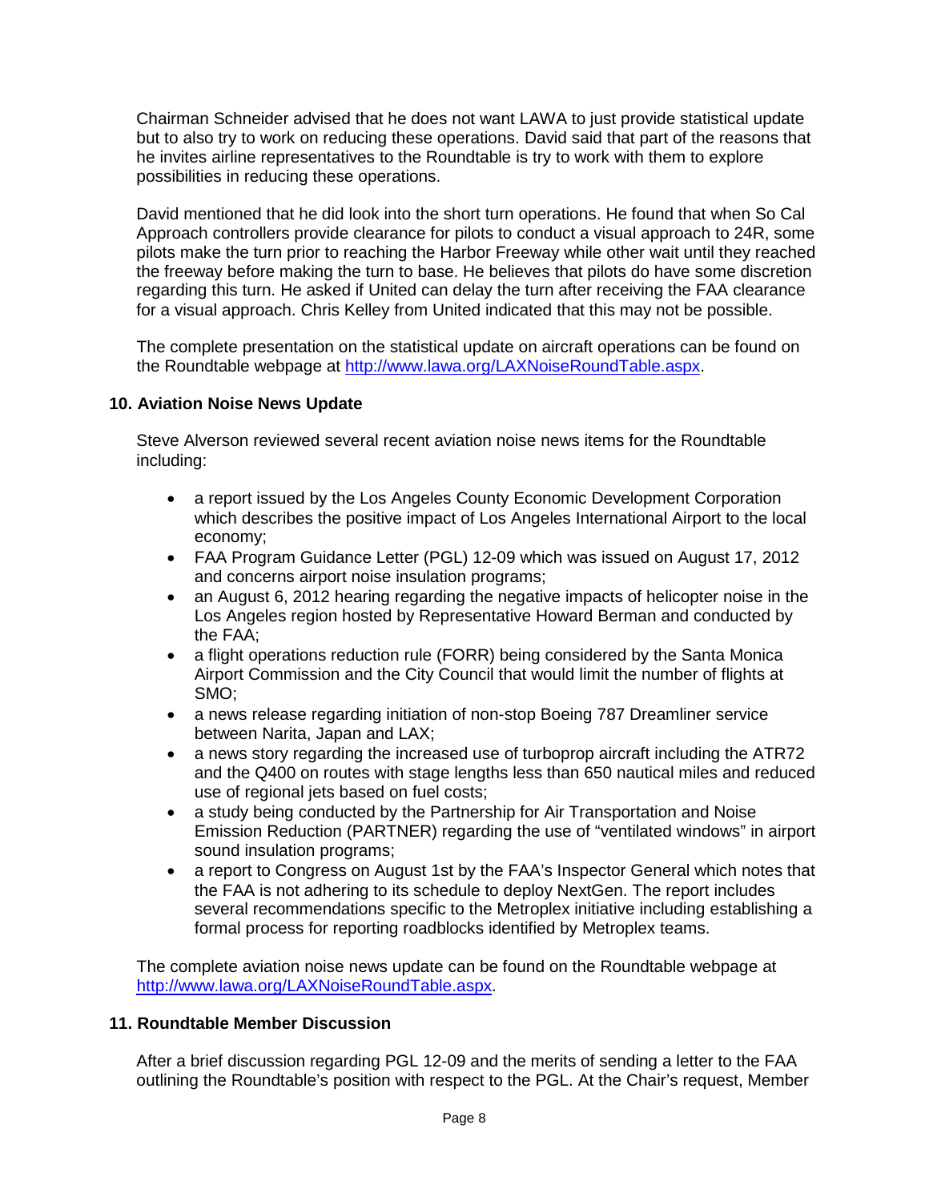Chairman Schneider advised that he does not want LAWA to just provide statistical update but to also try to work on reducing these operations. David said that part of the reasons that he invites airline representatives to the Roundtable is try to work with them to explore possibilities in reducing these operations.

David mentioned that he did look into the short turn operations. He found that when So Cal Approach controllers provide clearance for pilots to conduct a visual approach to 24R, some pilots make the turn prior to reaching the Harbor Freeway while other wait until they reached the freeway before making the turn to base. He believes that pilots do have some discretion regarding this turn. He asked if United can delay the turn after receiving the FAA clearance for a visual approach. Chris Kelley from United indicated that this may not be possible.

The complete presentation on the statistical update on aircraft operations can be found on the Roundtable webpage at http://www.lawa.org/LAXNoiseRoundTable.aspx.

### 10. Aviation Noise News Update

Steve Alverson reviewed several recent aviation noise news items for the Roundtable including:

- a report issued by the Los Angeles County Economic Development Corporation which describes the positive impact of Los Angeles International Airport to the local economy;
- FAA Program Guidance Letter (PGL) 12-09 which was issued on August 17, 2012 and concerns airport noise insulation programs;
- an August 6, 2012 hearing regarding the negative impacts of helicopter noise in the Los Angeles region hosted by Representative Howard Berman and conducted by the FAA;
- a flight operations reduction rule (FORR) being considered by the Santa Monica Airport Commission and the City Council that would limit the number of flights at SMO;
- a news release regarding initiation of non-stop Boeing 787 Dreamliner service between Narita, Japan and LAX;
- a news story regarding the increased use of turboprop aircraft including the ATR72 and the Q400 on routes with stage lengths less than 650 nautical miles and reduced use of regional jets based on fuel costs;
- a study being conducted by the Partnership for Air Transportation and Noise Emission Reduction (PARTNER) regarding the use of "ventilated windows" in airport sound insulation programs;
- a report to Congress on August 1st by the FAA's Inspector General which notes that the FAA is not adhering to its schedule to deploy NextGen. The report includes several recommendations specific to the Metroplex initiative including establishing a formal process for reporting roadblocks identified by Metroplex teams.

The complete aviation noise news update can be found on the Roundtable webpage at http://www.lawa.org/LAXNoiseRoundTable.aspx.

### 11. Roundtable Member Discussion

After a brief discussion regarding PGL 12-09 and the merits of sending a letter to the FAA outlining the Roundtable's position with respect to the PGL. At the Chair's request, Member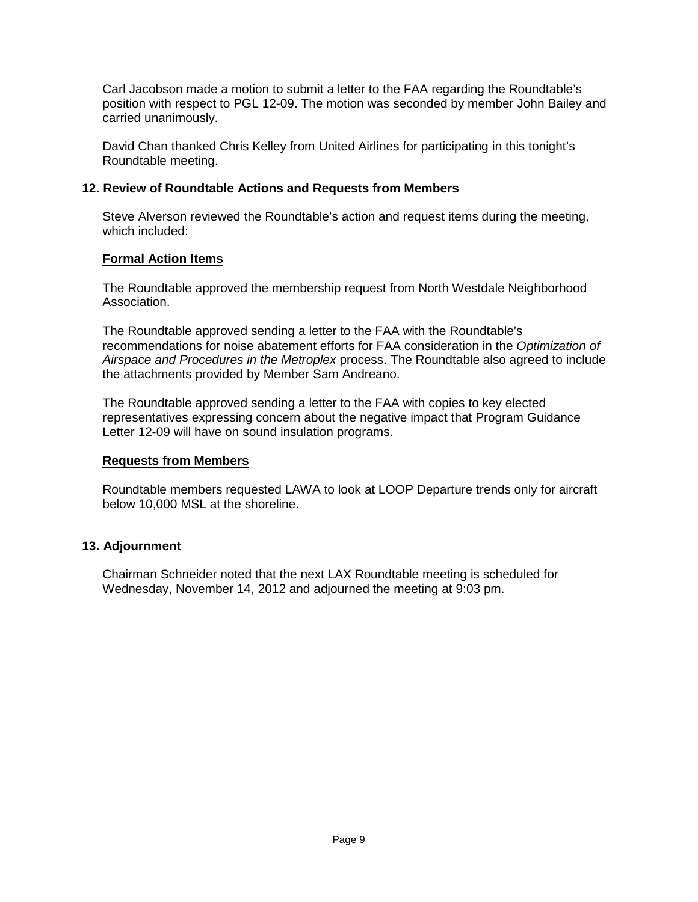Carl Jacobson made a motion to submit a letter to the FAA regarding the Roundtable's position with respect to PGL 12-09. The motion was seconded by member John Bailey and carried unanimously.

David Chan thanked Chris Kelley from United Airlines for participating in this tonight's Roundtable meeting.

## 12. Review of Roundtable Actions and Requests from Members

Steve Alverson reviewed the Roundtable's action and request items during the meeting, which included:

**Formal Action Items**

The Roundtable approved the membership request from North Westdale Neighborhood Association.

The Roundtable approved sending a letter to the FAA with the Roundtable's recommendations for noise abatement efforts for FAA consideration in the *Optimization of Airspace and Procedures in the Metroplex* process. The Roundtable also agreed to include the attachments provided by Member Sam Andreano.

The Roundtable approved sending a letter to the FAA with copies to key elected representatives expressing concern about the negative impact that Program Guidance Letter 12-09 will have on sound insulation programs.

**Requests from Members**

Roundtable members requested LAWA to look at LOOP Departure trends only for aircraft below 10,000 MSL at the shoreline.

## 13. Adjournment

Chairman Schneider noted that the next LAX Roundtable meeting is scheduled for Wednesday, November 14, 2012 and adjourned the meeting at 9:03 pm.